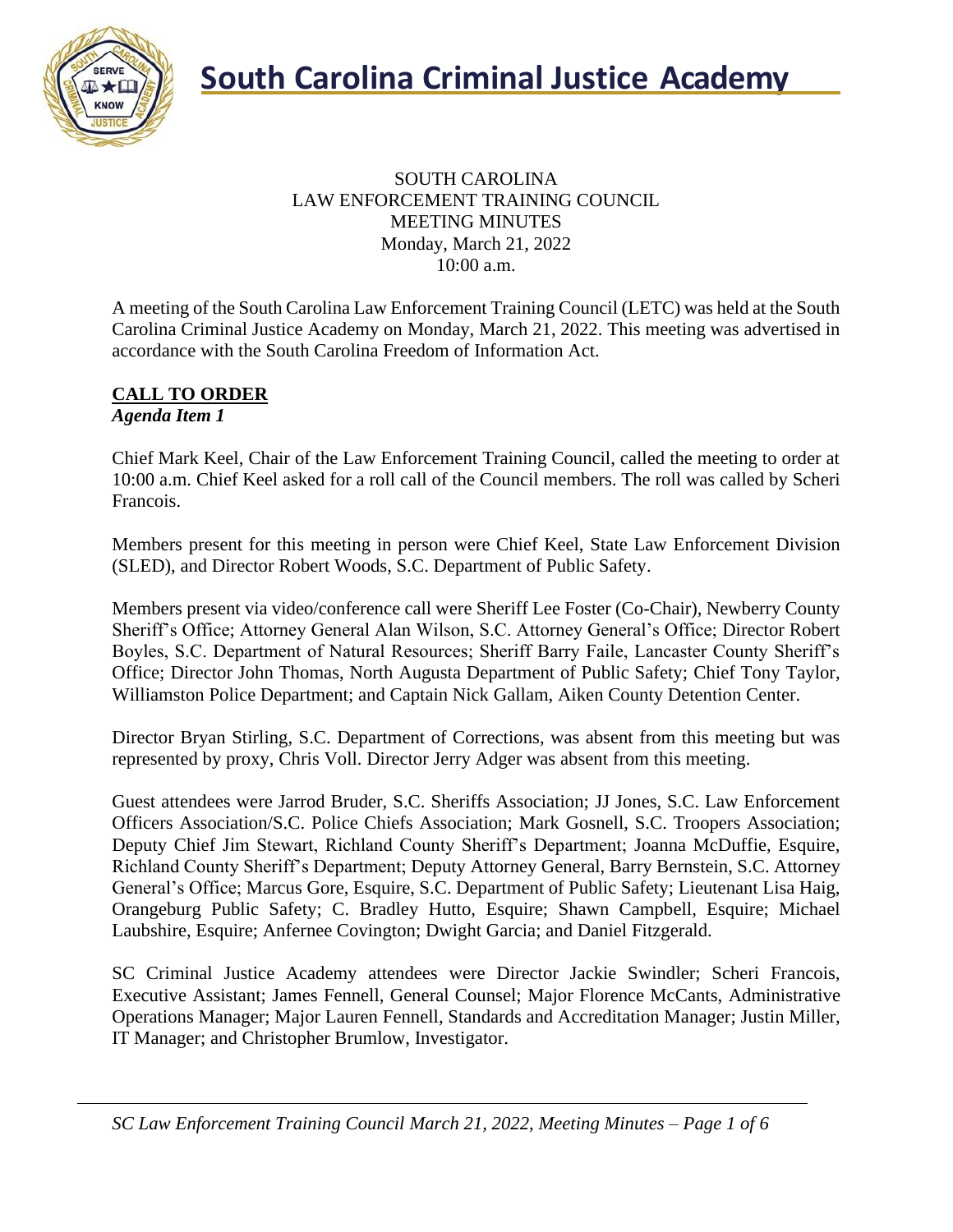# South Carolina Criminal Justice Academy

SOUTH CAROLINA
LAW ENFORCEMENT TRAINING COUNCIL
MEETING MINUTES
Monday, March 21, 2022
10:00 a.m.

A meeting of the South Carolina Law Enforcement Training Council (LETC) was held at the South Carolina Criminal Justice Academy on Monday, March 21, 2022. This meeting was advertised in accordance with the South Carolina Freedom of Information Act.

## CALL TO ORDER

***Agenda Item 1***

Chief Mark Keel, Chair of the Law Enforcement Training Council, called the meeting to order at 10:00 a.m. Chief Keel asked for a roll call of the Council members. The roll was called by Scheri Francois.

Members present for this meeting in person were Chief Keel, State Law Enforcement Division (SLED), and Director Robert Woods, S.C. Department of Public Safety.

Members present via video/conference call were Sheriff Lee Foster (Co-Chair), Newberry County Sheriff's Office; Attorney General Alan Wilson, S.C. Attorney General's Office; Director Robert Boyles, S.C. Department of Natural Resources; Sheriff Barry Faile, Lancaster County Sheriff's Office; Director John Thomas, North Augusta Department of Public Safety; Chief Tony Taylor, Williamston Police Department; and Captain Nick Gallam, Aiken County Detention Center.

Director Bryan Stirling, S.C. Department of Corrections, was absent from this meeting but was represented by proxy, Chris Voll. Director Jerry Adger was absent from this meeting.

Guest attendees were Jarrod Bruder, S.C. Sheriffs Association; JJ Jones, S.C. Law Enforcement Officers Association/S.C. Police Chiefs Association; Mark Gosnell, S.C. Troopers Association; Deputy Chief Jim Stewart, Richland County Sheriff's Department; Joanna McDuffie, Esquire, Richland County Sheriff's Department; Deputy Attorney General, Barry Bernstein, S.C. Attorney General's Office; Marcus Gore, Esquire, S.C. Department of Public Safety; Lieutenant Lisa Haig, Orangeburg Public Safety; C. Bradley Hutto, Esquire; Shawn Campbell, Esquire; Michael Laubshire, Esquire; Anfernee Covington; Dwight Garcia; and Daniel Fitzgerald.

SC Criminal Justice Academy attendees were Director Jackie Swindler; Scheri Francois, Executive Assistant; James Fennell, General Counsel; Major Florence McCants, Administrative Operations Manager; Major Lauren Fennell, Standards and Accreditation Manager; Justin Miller, IT Manager; and Christopher Brumlow, Investigator.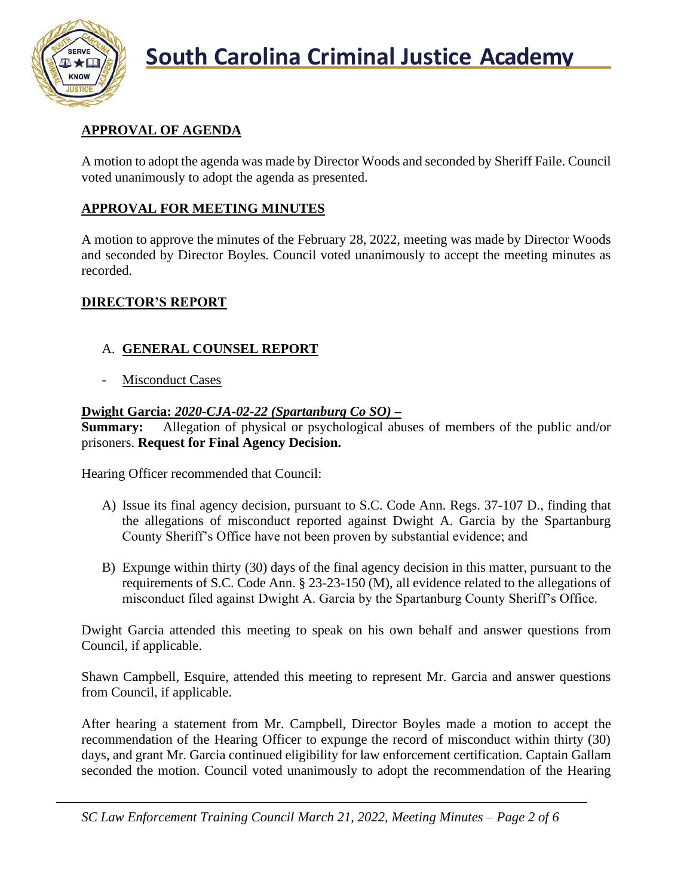## APPROVAL OF AGENDA

A motion to adopt the agenda was made by Director Woods and seconded by Sheriff Faile. Council voted unanimously to adopt the agenda as presented.

## APPROVAL FOR MEETING MINUTES

A motion to approve the minutes of the February 28, 2022, meeting was made by Director Woods and seconded by Director Boyles. Council voted unanimously to accept the meeting minutes as recorded.

## DIRECTOR'S REPORT

### A. GENERAL COUNSEL REPORT

- Misconduct Cases

**Dwight Garcia:** ***2020-CJA-02-22 (Spartanburg Co SO)*** **–**
**Summary:** Allegation of physical or psychological abuses of members of the public and/or prisoners. **Request for Final Agency Decision.**

Hearing Officer recommended that Council:

A) Issue its final agency decision, pursuant to S.C. Code Ann. Regs. 37-107 D., finding that the allegations of misconduct reported against Dwight A. Garcia by the Spartanburg County Sheriff's Office have not been proven by substantial evidence; and

B) Expunge within thirty (30) days of the final agency decision in this matter, pursuant to the requirements of S.C. Code Ann. § 23-23-150 (M), all evidence related to the allegations of misconduct filed against Dwight A. Garcia by the Spartanburg County Sheriff's Office.

Dwight Garcia attended this meeting to speak on his own behalf and answer questions from Council, if applicable.

Shawn Campbell, Esquire, attended this meeting to represent Mr. Garcia and answer questions from Council, if applicable.

After hearing a statement from Mr. Campbell, Director Boyles made a motion to accept the recommendation of the Hearing Officer to expunge the record of misconduct within thirty (30) days, and grant Mr. Garcia continued eligibility for law enforcement certification. Captain Gallam seconded the motion. Council voted unanimously to adopt the recommendation of the Hearing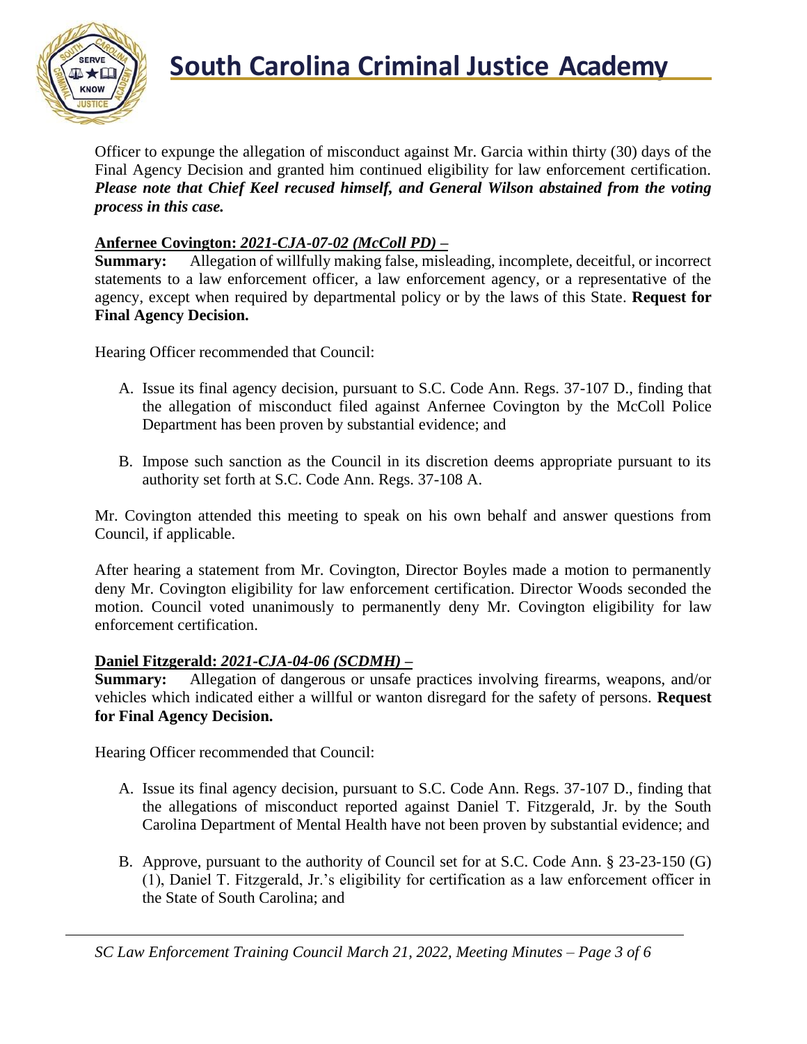Officer to expunge the allegation of misconduct against Mr. Garcia within thirty (30) days of the Final Agency Decision and granted him continued eligibility for law enforcement certification. ***Please note that Chief Keel recused himself, and General Wilson abstained from the voting process in this case.***

**Anfernee Covington: *2021-CJA-07-02 (McColl PD)* –**

**Summary:** Allegation of willfully making false, misleading, incomplete, deceitful, or incorrect statements to a law enforcement officer, a law enforcement agency, or a representative of the agency, except when required by departmental policy or by the laws of this State. **Request for Final Agency Decision.**

Hearing Officer recommended that Council:

A. Issue its final agency decision, pursuant to S.C. Code Ann. Regs. 37-107 D., finding that the allegation of misconduct filed against Anfernee Covington by the McColl Police Department has been proven by substantial evidence; and

B. Impose such sanction as the Council in its discretion deems appropriate pursuant to its authority set forth at S.C. Code Ann. Regs. 37-108 A.

Mr. Covington attended this meeting to speak on his own behalf and answer questions from Council, if applicable.

After hearing a statement from Mr. Covington, Director Boyles made a motion to permanently deny Mr. Covington eligibility for law enforcement certification. Director Woods seconded the motion. Council voted unanimously to permanently deny Mr. Covington eligibility for law enforcement certification.

**Daniel Fitzgerald: *2021-CJA-04-06 (SCDMH)* –**

**Summary:** Allegation of dangerous or unsafe practices involving firearms, weapons, and/or vehicles which indicated either a willful or wanton disregard for the safety of persons. **Request for Final Agency Decision.**

Hearing Officer recommended that Council:

A. Issue its final agency decision, pursuant to S.C. Code Ann. Regs. 37-107 D., finding that the allegations of misconduct reported against Daniel T. Fitzgerald, Jr. by the South Carolina Department of Mental Health have not been proven by substantial evidence; and

B. Approve, pursuant to the authority of Council set for at S.C. Code Ann. § 23-23-150 (G) (1), Daniel T. Fitzgerald, Jr.'s eligibility for certification as a law enforcement officer in the State of South Carolina; and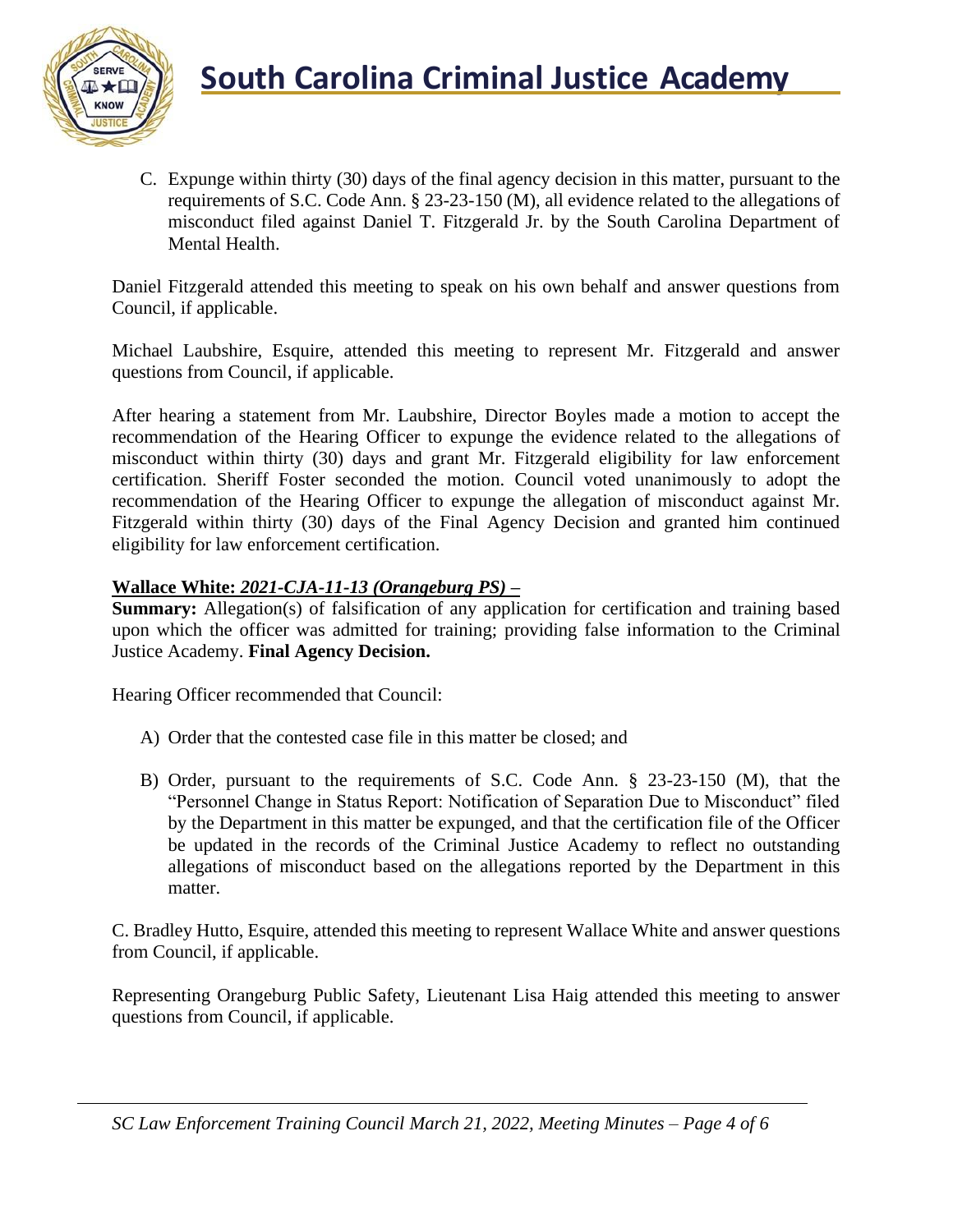C. Expunge within thirty (30) days of the final agency decision in this matter, pursuant to the requirements of S.C. Code Ann. § 23-23-150 (M), all evidence related to the allegations of misconduct filed against Daniel T. Fitzgerald Jr. by the South Carolina Department of Mental Health.

Daniel Fitzgerald attended this meeting to speak on his own behalf and answer questions from Council, if applicable.

Michael Laubshire, Esquire, attended this meeting to represent Mr. Fitzgerald and answer questions from Council, if applicable.

After hearing a statement from Mr. Laubshire, Director Boyles made a motion to accept the recommendation of the Hearing Officer to expunge the evidence related to the allegations of misconduct within thirty (30) days and grant Mr. Fitzgerald eligibility for law enforcement certification. Sheriff Foster seconded the motion. Council voted unanimously to adopt the recommendation of the Hearing Officer to expunge the allegation of misconduct against Mr. Fitzgerald within thirty (30) days of the Final Agency Decision and granted him continued eligibility for law enforcement certification.

**Wallace White: *2021-CJA-11-13 (Orangeburg PS)* –**

**Summary:** Allegation(s) of falsification of any application for certification and training based upon which the officer was admitted for training; providing false information to the Criminal Justice Academy. **Final Agency Decision.**

Hearing Officer recommended that Council:

A) Order that the contested case file in this matter be closed; and

B) Order, pursuant to the requirements of S.C. Code Ann. § 23-23-150 (M), that the "Personnel Change in Status Report: Notification of Separation Due to Misconduct" filed by the Department in this matter be expunged, and that the certification file of the Officer be updated in the records of the Criminal Justice Academy to reflect no outstanding allegations of misconduct based on the allegations reported by the Department in this matter.

C. Bradley Hutto, Esquire, attended this meeting to represent Wallace White and answer questions from Council, if applicable.

Representing Orangeburg Public Safety, Lieutenant Lisa Haig attended this meeting to answer questions from Council, if applicable.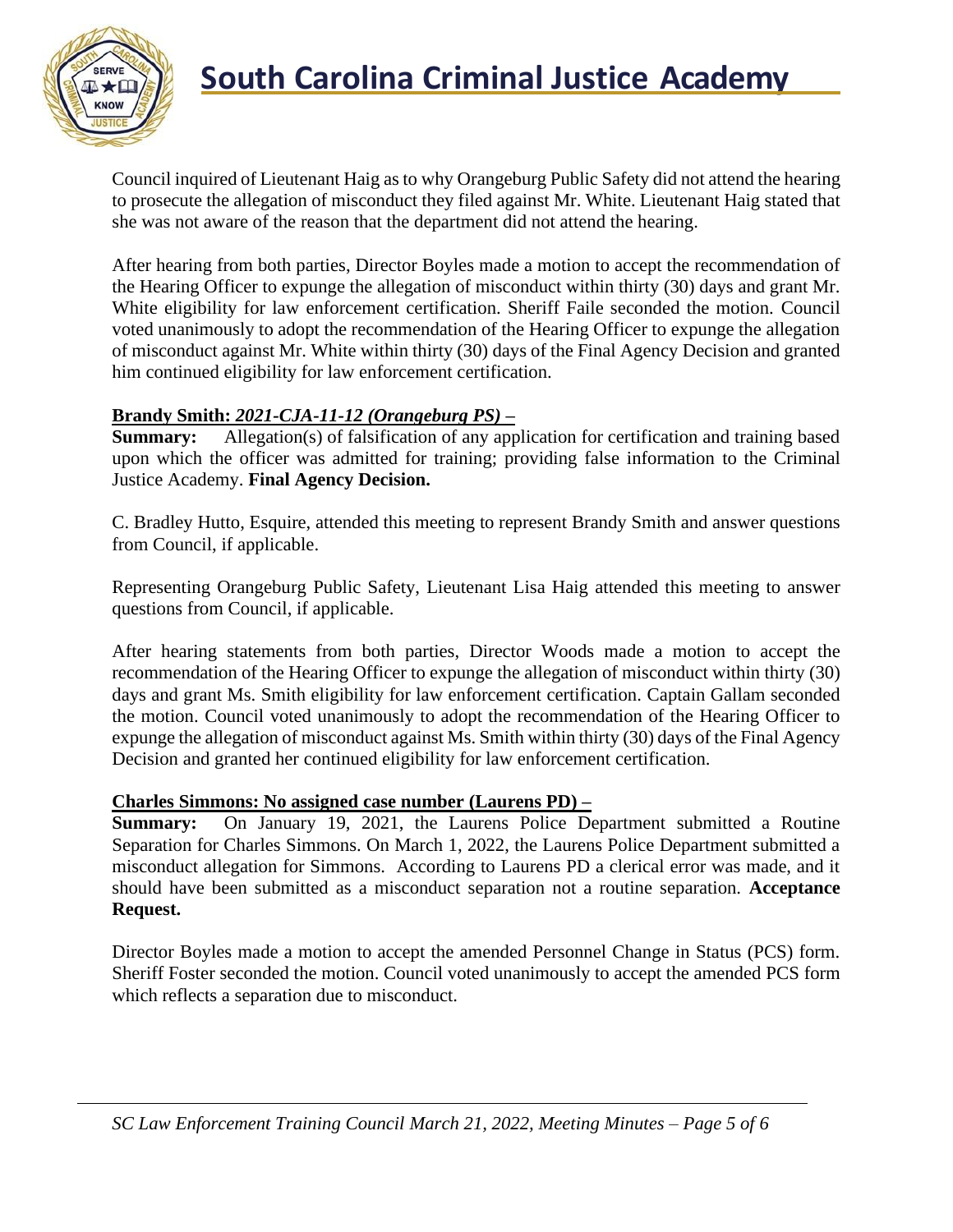Council inquired of Lieutenant Haig as to why Orangeburg Public Safety did not attend the hearing to prosecute the allegation of misconduct they filed against Mr. White. Lieutenant Haig stated that she was not aware of the reason that the department did not attend the hearing.

After hearing from both parties, Director Boyles made a motion to accept the recommendation of the Hearing Officer to expunge the allegation of misconduct within thirty (30) days and grant Mr. White eligibility for law enforcement certification. Sheriff Faile seconded the motion. Council voted unanimously to adopt the recommendation of the Hearing Officer to expunge the allegation of misconduct against Mr. White within thirty (30) days of the Final Agency Decision and granted him continued eligibility for law enforcement certification.

**Brandy Smith: *2021-CJA-11-12 (Orangeburg PS)* –**

**Summary:** Allegation(s) of falsification of any application for certification and training based upon which the officer was admitted for training; providing false information to the Criminal Justice Academy. **Final Agency Decision.**

C. Bradley Hutto, Esquire, attended this meeting to represent Brandy Smith and answer questions from Council, if applicable.

Representing Orangeburg Public Safety, Lieutenant Lisa Haig attended this meeting to answer questions from Council, if applicable.

After hearing statements from both parties, Director Woods made a motion to accept the recommendation of the Hearing Officer to expunge the allegation of misconduct within thirty (30) days and grant Ms. Smith eligibility for law enforcement certification. Captain Gallam seconded the motion. Council voted unanimously to adopt the recommendation of the Hearing Officer to expunge the allegation of misconduct against Ms. Smith within thirty (30) days of the Final Agency Decision and granted her continued eligibility for law enforcement certification.

**Charles Simmons: No assigned case number (Laurens PD) –**

**Summary:** On January 19, 2021, the Laurens Police Department submitted a Routine Separation for Charles Simmons. On March 1, 2022, the Laurens Police Department submitted a misconduct allegation for Simmons. According to Laurens PD a clerical error was made, and it should have been submitted as a misconduct separation not a routine separation. **Acceptance Request.**

Director Boyles made a motion to accept the amended Personnel Change in Status (PCS) form. Sheriff Foster seconded the motion. Council voted unanimously to accept the amended PCS form which reflects a separation due to misconduct.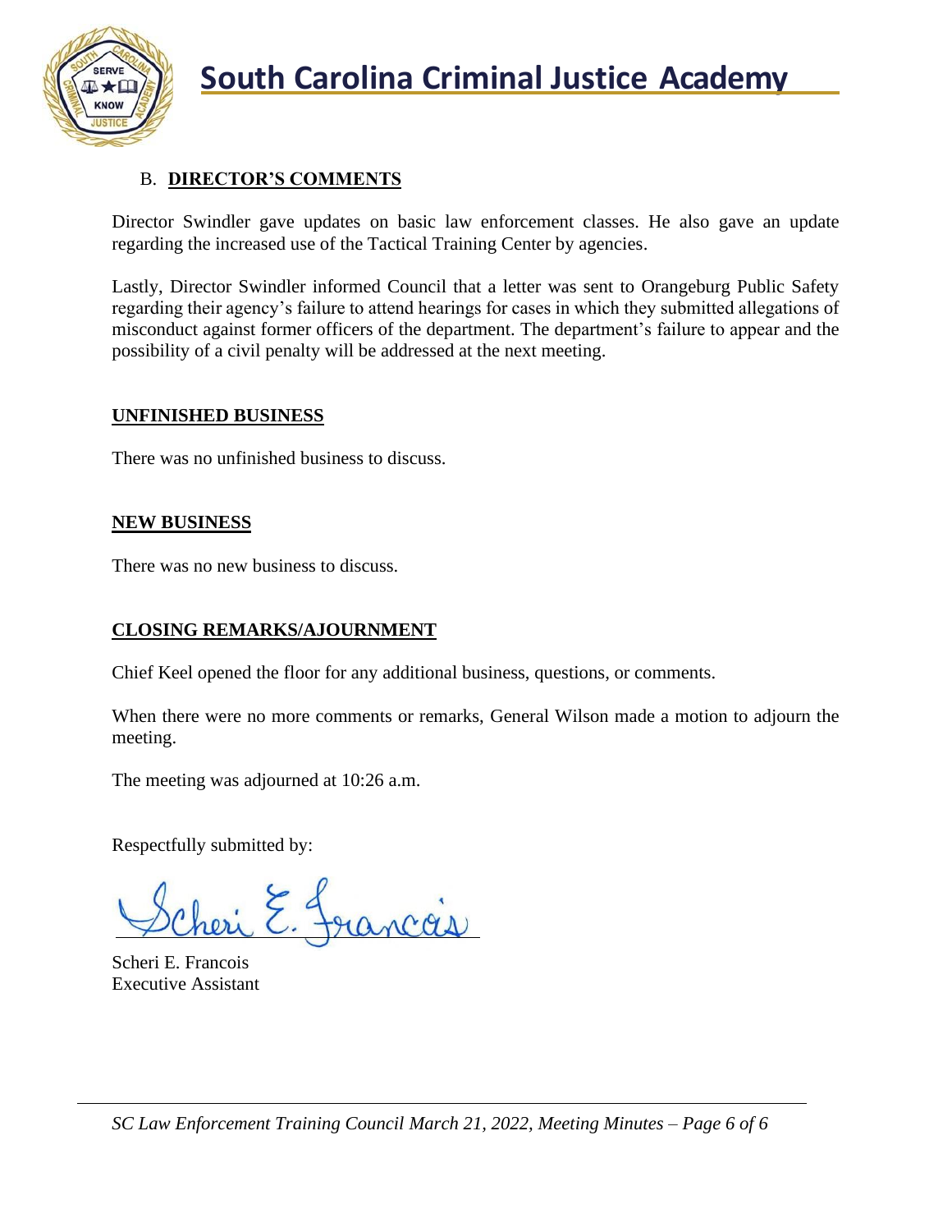### B. **DIRECTOR'S COMMENTS**

Director Swindler gave updates on basic law enforcement classes. He also gave an update regarding the increased use of the Tactical Training Center by agencies.

Lastly, Director Swindler informed Council that a letter was sent to Orangeburg Public Safety regarding their agency's failure to attend hearings for cases in which they submitted allegations of misconduct against former officers of the department. The department's failure to appear and the possibility of a civil penalty will be addressed at the next meeting.

## **UNFINISHED BUSINESS**

There was no unfinished business to discuss.

## **NEW BUSINESS**

There was no new business to discuss.

## **CLOSING REMARKS/AJOURNMENT**

Chief Keel opened the floor for any additional business, questions, or comments.

When there were no more comments or remarks, General Wilson made a motion to adjourn the meeting.

The meeting was adjourned at 10:26 a.m.

Respectfully submitted by:

Scheri E. Francois

Scheri E. Francois
Executive Assistant